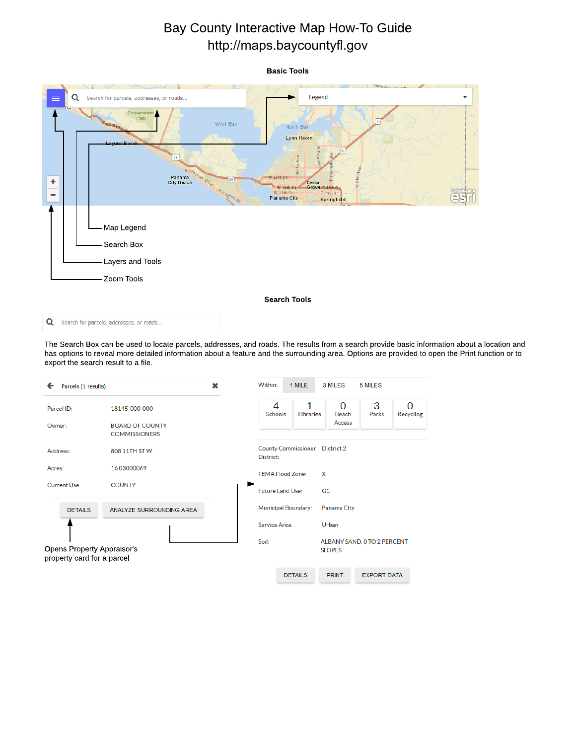# Bay County Interactive Map How-To Guide

http://maps.baycountyfl.gov

## Basic Tools

Search for parcels, addresses, or roads...

Legend

- Map Legend
- Search Box
- Layers and Tools
- Zoom Tools

## Search Tools

Search for parcels, addresses, or roads...

The Search Box can be used to locate parcels, addresses, and roads. The results from a search provide basic information about a location and has options to reveal more detailed information about a feature and the surrounding area. Options are provided to open the Print function or to export the search result to a file.

Parcels (1 results)

| | |
|---|---|
| Parcel ID: | 18145-000-000 |
| Owner: | BOARD OF COUNTY COMMISSIONERS |
| Address: | 808 11TH ST W |
| Acres: | 16.03000069 |
| Current Use: | COUNTY |

DETAILS | ANALYZE SURROUNDING AREA

Opens Property Appraisor's property card for a parcel

Within: 1 MILE | 3 MILES | 5 MILES

| Schools | Libraries | Beach Access | Parks | Recycling |
|---|---|---|---|---|
| 4 | 1 | 0 | 3 | 0 |

| | |
|---|---|
| County Commissioner District: | District 2 |
| FEMA Flood Zone: | X |
| Future Land Use: | GC |
| Municipal Boundary: | Panama City |
| Service Area: | Urban |
| Soil: | ALBANY SAND, 0 TO 2 PERCENT SLOPES |

DETAILS | PRINT | EXPORT DATA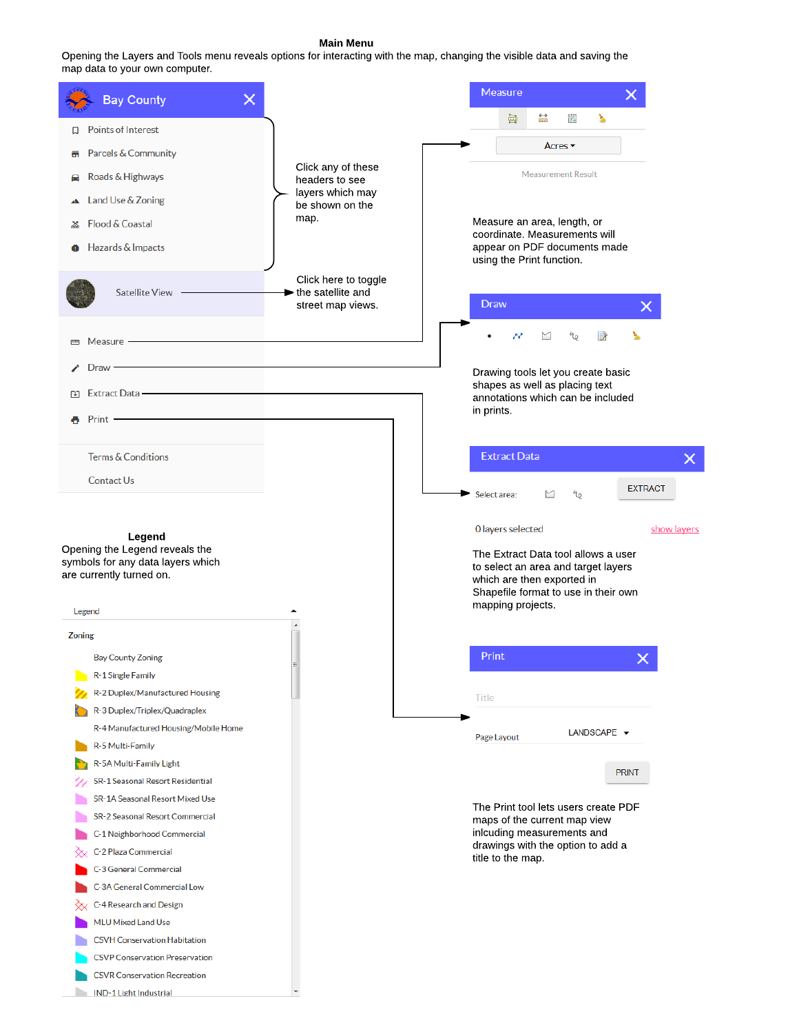## Main Menu

Opening the Layers and Tools menu reveals options for interacting with the map, changing the visible data and saving the map data to your own computer.

Bay County

Points of Interest

Parcels & Community

Roads & Highways

Land Use & Zoning

Flood & Coastal

Hazards & Impacts

Click any of these headers to see layers which may be shown on the map.

Satellite View

Click here to toggle the satellite and street map views.

Measure

Draw

Extract Data

Print

Terms & Conditions

Contact Us

Measure

Acres

Measurement Result

Measure an area, length, or coordinate. Measurements will appear on PDF documents made using the Print function.

Draw

Drawing tools let you create basic shapes as well as placing text annotations which can be included in prints.

Extract Data

Select area:

EXTRACT

0 layers selected

show layers

The Extract Data tool allows a user to select an area and target layers which are then exported in Shapefile format to use in their own mapping projects.

Print

Title

Page Layout

LANDSCAPE

PRINT

The Print tool lets users create PDF maps of the current map view inlcuding measurements and drawings with the option to add a title to the map.

## Legend

Opening the Legend reveals the symbols for any data layers which are currently turned on.

Legend

Zoning

Bay County Zoning

- R-1 Single Family
- R-2 Duplex/Manufactured Housing
- R-3 Duplex/Triplex/Quadraplex
- R-4 Manufactured Housing/Mobile Home
- R-5 Multi-Family
- R-5A Multi-Family Light
- SR-1 Seasonal Resort Residential
- SR-1A Seasonal Resort Mixed Use
- SR-2 Seasonal Resort Commercial
- C-1 Neighborhood Commercial
- C-2 Plaza Commercial
- C-3 General Commercial
- C-3A General Commercial Low
- C-4 Research and Design
- MLU Mixed Land Use
- CSVH Conservation Habitation
- CSVP Conservation Preservation
- CSVR Conservation Recreation
- IND-1 Light Industrial